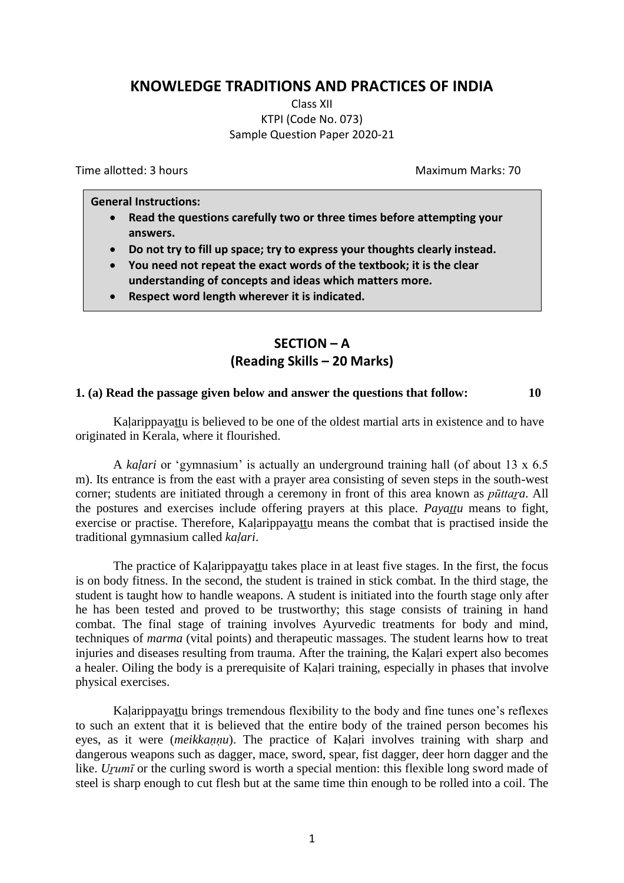# KNOWLEDGE TRADITIONS AND PRACTICES OF INDIA

Class XII
KTPI (Code No. 073)
Sample Question Paper 2020-21

Time allotted: 3 hours | Maximum Marks: 70

**General Instructions:**

- **Read the questions carefully two or three times before attempting your answers.**
- **Do not try to fill up space; try to express your thoughts clearly instead.**
- **You need not repeat the exact words of the textbook; it is the clear understanding of concepts and ideas which matters more.**
- **Respect word length wherever it is indicated.**

## SECTION – A
## (Reading Skills – 20 Marks)

**1. (a) Read the passage given below and answer the questions that follow: 10**

Kaḷarippayaṯṯu is believed to be one of the oldest martial arts in existence and to have originated in Kerala, where it flourished.

A *kaḷari* or 'gymnasium' is actually an underground training hall (of about 13 x 6.5 m). Its entrance is from the east with a prayer area consisting of seven steps in the south-west corner; students are initiated through a ceremony in front of this area known as *pūttaṟa*. All the postures and exercises include offering prayers at this place. *Payaṯṯu* means to fight, exercise or practise. Therefore, Kaḷarippayaṯṯu means the combat that is practised inside the traditional gymnasium called *kaḷari*.

The practice of Kaḷarippayaṯṯu takes place in at least five stages. In the first, the focus is on body fitness. In the second, the student is trained in stick combat. In the third stage, the student is taught how to handle weapons. A student is initiated into the fourth stage only after he has been tested and proved to be trustworthy; this stage consists of training in hand combat. The final stage of training involves Ayurvedic treatments for body and mind, techniques of *marma* (vital points) and therapeutic massages. The student learns how to treat injuries and diseases resulting from trauma. After the training, the Kaḷari expert also becomes a healer. Oiling the body is a prerequisite of Kaḷari training, especially in phases that involve physical exercises.

Kaḷarippayaṯṯu brings tremendous flexibility to the body and fine tunes one's reflexes to such an extent that it is believed that the entire body of the trained person becomes his eyes, as it were (*meikkaṇṇu*). The practice of Kaḷari involves training with sharp and dangerous weapons such as dagger, mace, sword, spear, fist dagger, deer horn dagger and the like. *Uṟumī* or the curling sword is worth a special mention: this flexible long sword made of steel is sharp enough to cut flesh but at the same time thin enough to be rolled into a coil. The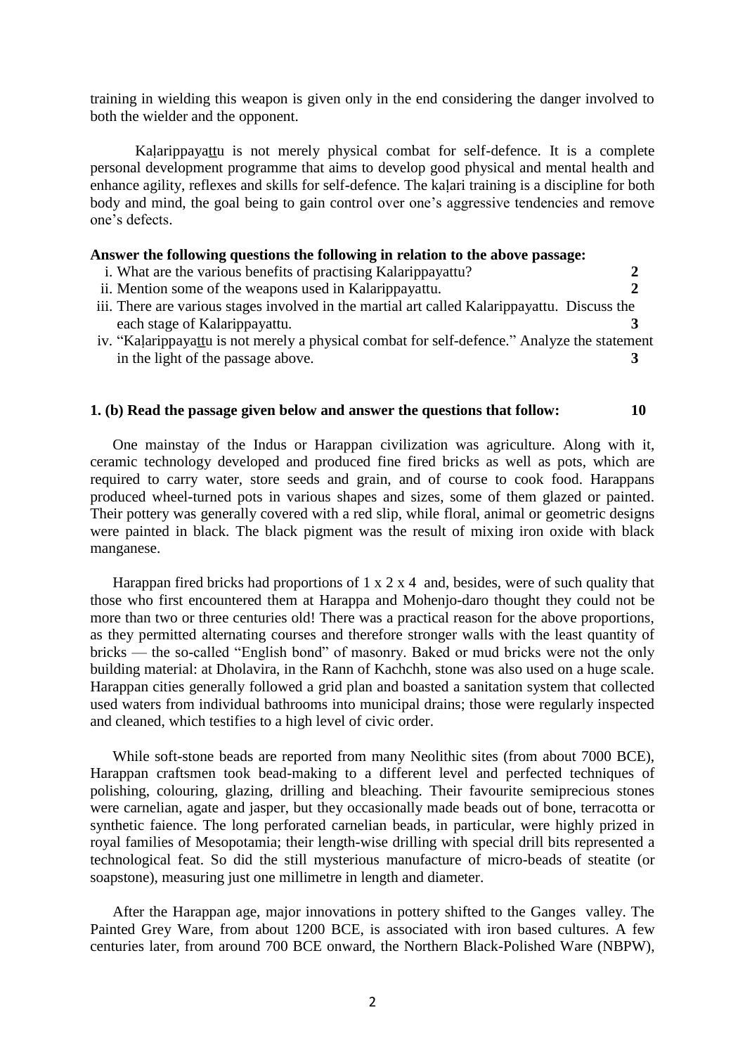training in wielding this weapon is given only in the end considering the danger involved to both the wielder and the opponent.

Kaḷarippayattu is not merely physical combat for self-defence. It is a complete personal development programme that aims to develop good physical and mental health and enhance agility, reflexes and skills for self-defence. The kaḷari training is a discipline for both body and mind, the goal being to gain control over one's aggressive tendencies and remove one's defects.

**Answer the following questions the following in relation to the above passage:**

i. What are the various benefits of practising Kalarippayattu? **2**

ii. Mention some of the weapons used in Kalarippayattu. **2**

iii. There are various stages involved in the martial art called Kalarippayattu. Discuss the each stage of Kalarippayattu. **3**

iv. "Kaḷarippayattu is not merely a physical combat for self-defence." Analyze the statement in the light of the passage above. **3**

**1. (b) Read the passage given below and answer the questions that follow: 10**

One mainstay of the Indus or Harappan civilization was agriculture. Along with it, ceramic technology developed and produced fine fired bricks as well as pots, which are required to carry water, store seeds and grain, and of course to cook food. Harappans produced wheel-turned pots in various shapes and sizes, some of them glazed or painted. Their pottery was generally covered with a red slip, while floral, animal or geometric designs were painted in black. The black pigment was the result of mixing iron oxide with black manganese.

Harappan fired bricks had proportions of 1 x 2 x 4 and, besides, were of such quality that those who first encountered them at Harappa and Mohenjo-daro thought they could not be more than two or three centuries old! There was a practical reason for the above proportions, as they permitted alternating courses and therefore stronger walls with the least quantity of bricks — the so-called "English bond" of masonry. Baked or mud bricks were not the only building material: at Dholavira, in the Rann of Kachchh, stone was also used on a huge scale. Harappan cities generally followed a grid plan and boasted a sanitation system that collected used waters from individual bathrooms into municipal drains; those were regularly inspected and cleaned, which testifies to a high level of civic order.

While soft-stone beads are reported from many Neolithic sites (from about 7000 BCE), Harappan craftsmen took bead-making to a different level and perfected techniques of polishing, colouring, glazing, drilling and bleaching. Their favourite semiprecious stones were carnelian, agate and jasper, but they occasionally made beads out of bone, terracotta or synthetic faience. The long perforated carnelian beads, in particular, were highly prized in royal families of Mesopotamia; their length-wise drilling with special drill bits represented a technological feat. So did the still mysterious manufacture of micro-beads of steatite (or soapstone), measuring just one millimetre in length and diameter.

After the Harappan age, major innovations in pottery shifted to the Ganges valley. The Painted Grey Ware, from about 1200 BCE, is associated with iron based cultures. A few centuries later, from around 700 BCE onward, the Northern Black-Polished Ware (NBPW),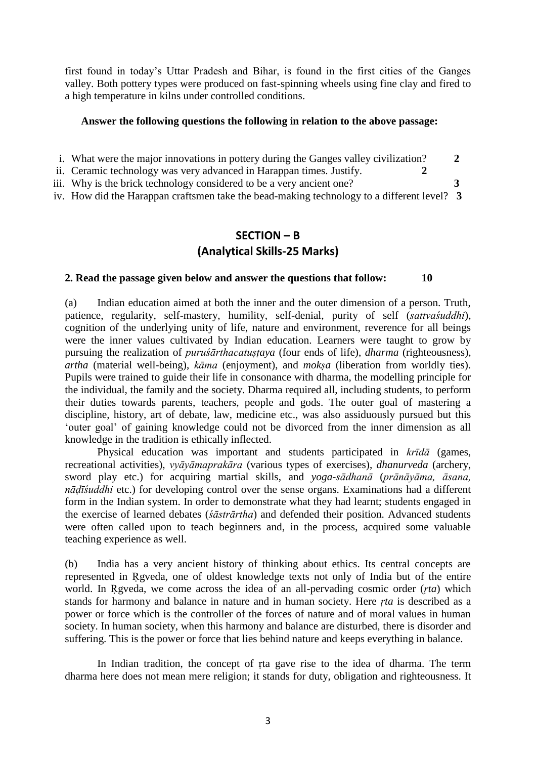first found in today's Uttar Pradesh and Bihar, is found in the first cities of the Ganges valley. Both pottery types were produced on fast-spinning wheels using fine clay and fired to a high temperature in kilns under controlled conditions.

**Answer the following questions the following in relation to the above passage:**

i. What were the major innovations in pottery during the Ganges valley civilization? **2**

ii. Ceramic technology was very advanced in Harappan times. Justify. **2**

iii. Why is the brick technology considered to be a very ancient one? **3**

iv. How did the Harappan craftsmen take the bead-making technology to a different level? **3**

## SECTION – B
## (Analytical Skills-25 Marks)

**2. Read the passage given below and answer the questions that follow: 10**

(a) Indian education aimed at both the inner and the outer dimension of a person. Truth, patience, regularity, self-mastery, humility, self-denial, purity of self (*sattvaśuddhi*), cognition of the underlying unity of life, nature and environment, reverence for all beings were the inner values cultivated by Indian education. Learners were taught to grow by pursuing the realization of *puruśārthacatuṣṭaya* (four ends of life), *dharma* (righteousness), *artha* (material well-being), *kāma* (enjoyment), and *mokṣa* (liberation from worldly ties). Pupils were trained to guide their life in consonance with dharma, the modelling principle for the individual, the family and the society. Dharma required all, including students, to perform their duties towards parents, teachers, people and gods. The outer goal of mastering a discipline, history, art of debate, law, medicine etc., was also assiduously pursued but this 'outer goal' of gaining knowledge could not be divorced from the inner dimension as all knowledge in the tradition is ethically inflected.

Physical education was important and students participated in *krīdā* (games, recreational activities), *vyāyāmaprakāra* (various types of exercises), *dhanurveda* (archery, sword play etc.) for acquiring martial skills, and *yoga-sādhanā* (*prāṇāyāma, āsana, nāḍīśuddhi* etc.) for developing control over the sense organs. Examinations had a different form in the Indian system. In order to demonstrate what they had learnt; students engaged in the exercise of learned debates (*śāstrārtha*) and defended their position. Advanced students were often called upon to teach beginners and, in the process, acquired some valuable teaching experience as well.

(b) India has a very ancient history of thinking about ethics. Its central concepts are represented in Ṛgveda, one of oldest knowledge texts not only of India but of the entire world. In Ṛgveda, we come across the idea of an all-pervading cosmic order (*ṛta*) which stands for harmony and balance in nature and in human society. Here *ṛta* is described as a power or force which is the controller of the forces of nature and of moral values in human society. In human society, when this harmony and balance are disturbed, there is disorder and suffering. This is the power or force that lies behind nature and keeps everything in balance.

In Indian tradition, the concept of ṛta gave rise to the idea of dharma. The term dharma here does not mean mere religion; it stands for duty, obligation and righteousness. It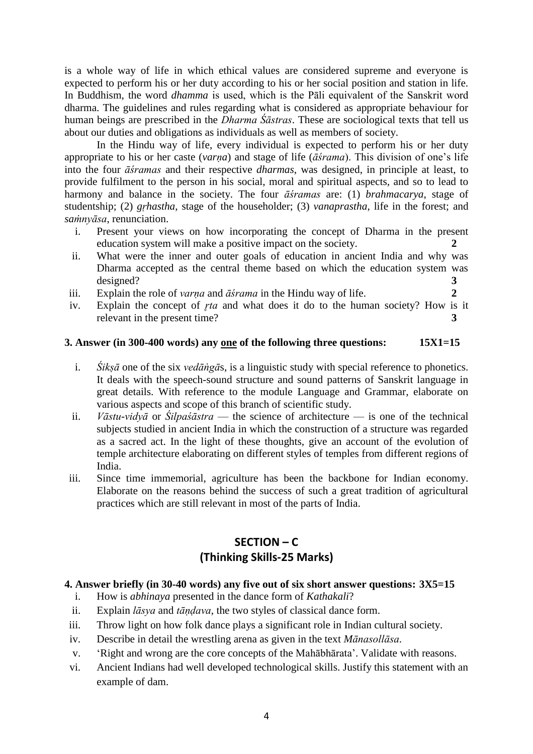is a whole way of life in which ethical values are considered supreme and everyone is expected to perform his or her duty according to his or her social position and station in life. In Buddhism, the word *dhamma* is used, which is the Pāli equivalent of the Sanskrit word dharma. The guidelines and rules regarding what is considered as appropriate behaviour for human beings are prescribed in the *Dharma Śāstras*. These are sociological texts that tell us about our duties and obligations as individuals as well as members of society.

In the Hindu way of life, every individual is expected to perform his or her duty appropriate to his or her caste (*varṇa*) and stage of life (*āśrama*). This division of one's life into the four *āśramas* and their respective *dharmas*, was designed, in principle at least, to provide fulfilment to the person in his social, moral and spiritual aspects, and so to lead to harmony and balance in the society. The four *āśramas* are: (1) *brahmacarya*, stage of studentship; (2) *gṛhastha*, stage of the householder; (3) *vanaprastha*, life in the forest; and *saṁnyāsa*, renunciation.

i. Present your views on how incorporating the concept of Dharma in the present education system will make a positive impact on the society. **2**
ii. What were the inner and outer goals of education in ancient India and why was Dharma accepted as the central theme based on which the education system was designed? **3**
iii. Explain the role of *varṇa* and *āśrama* in the Hindu way of life. **2**
iv. Explain the concept of *ṛta* and what does it do to the human society? How is it relevant in the present time? **3**

**3. Answer (in 300-400 words) any one of the following three questions: 15X1=15**

i. *Śikṣā* one of the six *vedāṅgā*s, is a linguistic study with special reference to phonetics. It deals with the speech-sound structure and sound patterns of Sanskrit language in great details. With reference to the module Language and Grammar, elaborate on various aspects and scope of this branch of scientific study.
ii. *Vāstu-vidyā* or *Śilpaśāstra* — the science of architecture — is one of the technical subjects studied in ancient India in which the construction of a structure was regarded as a sacred act. In the light of these thoughts, give an account of the evolution of temple architecture elaborating on different styles of temples from different regions of India.
iii. Since time immemorial, agriculture has been the backbone for Indian economy. Elaborate on the reasons behind the success of such a great tradition of agricultural practices which are still relevant in most of the parts of India.

## SECTION – C
## (Thinking Skills-25 Marks)

**4. Answer briefly (in 30-40 words) any five out of six short answer questions: 3X5=15**

i. How is *abhinaya* presented in the dance form of *Kathakali*?
ii. Explain *lāsya* and *tāṇḍava*, the two styles of classical dance form.
iii. Throw light on how folk dance plays a significant role in Indian cultural society.
iv. Describe in detail the wrestling arena as given in the text *Mānasollāsa*.
v. 'Right and wrong are the core concepts of the Mahābhārata'. Validate with reasons.
vi. Ancient Indians had well developed technological skills. Justify this statement with an example of dam.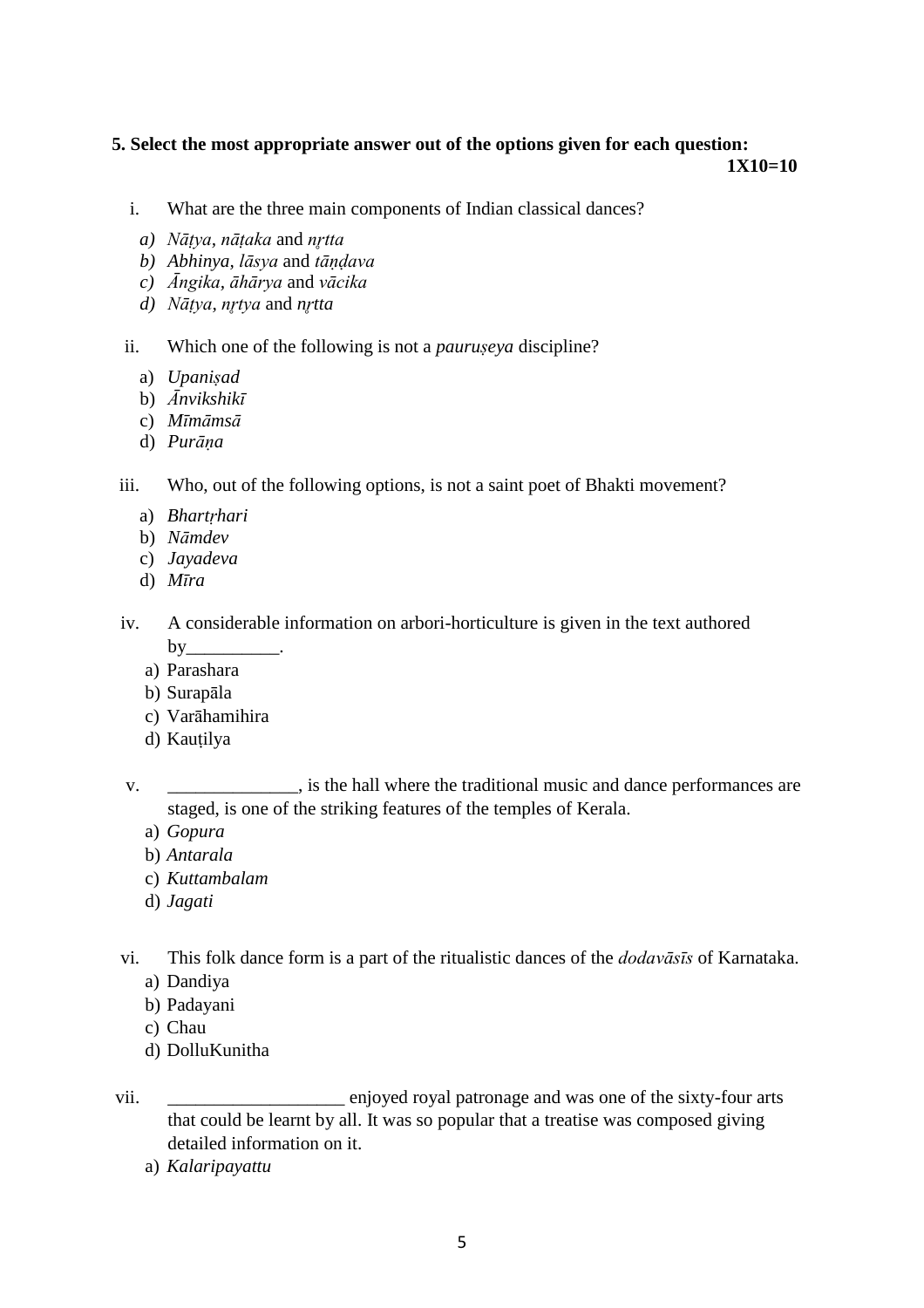**5. Select the most appropriate answer out of the options given for each question:**
**1X10=10**

i. What are the three main components of Indian classical dances?

*a) Nāṭya, nāṭaka* and *nṛtta*
*b) Abhinya, lāsya* and *tāṇḍava*
*c) Āngika, āhārya* and *vācika*
*d) Nāṭya, nṛtya* and *nṛtta*

ii. Which one of the following is not a *pauruṣeya* discipline?

a) *Upaniṣad*
b) *Ānvikshikī*
c) *Mīmāmsā*
d) *Purāṇa*

iii. Who, out of the following options, is not a saint poet of Bhakti movement?

a) *Bhartṛhari*
b) *Nāmdev*
c) *Jayadeva*
d) *Mīra*

iv. A considerable information on arbori-horticulture is given in the text authored by__________.

a) Parashara
b) Surapāla
c) Varāhamihira
d) Kauṭilya

v. ______________, is the hall where the traditional music and dance performances are staged, is one of the striking features of the temples of Kerala.

a) *Gopura*
b) *Antarala*
c) *Kuttambalam*
d) *Jagati*

vi. This folk dance form is a part of the ritualistic dances of the *dodavāsīs* of Karnataka.

a) Dandiya
b) Padayani
c) Chau
d) DolluKunitha

vii. ___________________ enjoyed royal patronage and was one of the sixty-four arts that could be learnt by all. It was so popular that a treatise was composed giving detailed information on it.

a) *Kalaripayattu*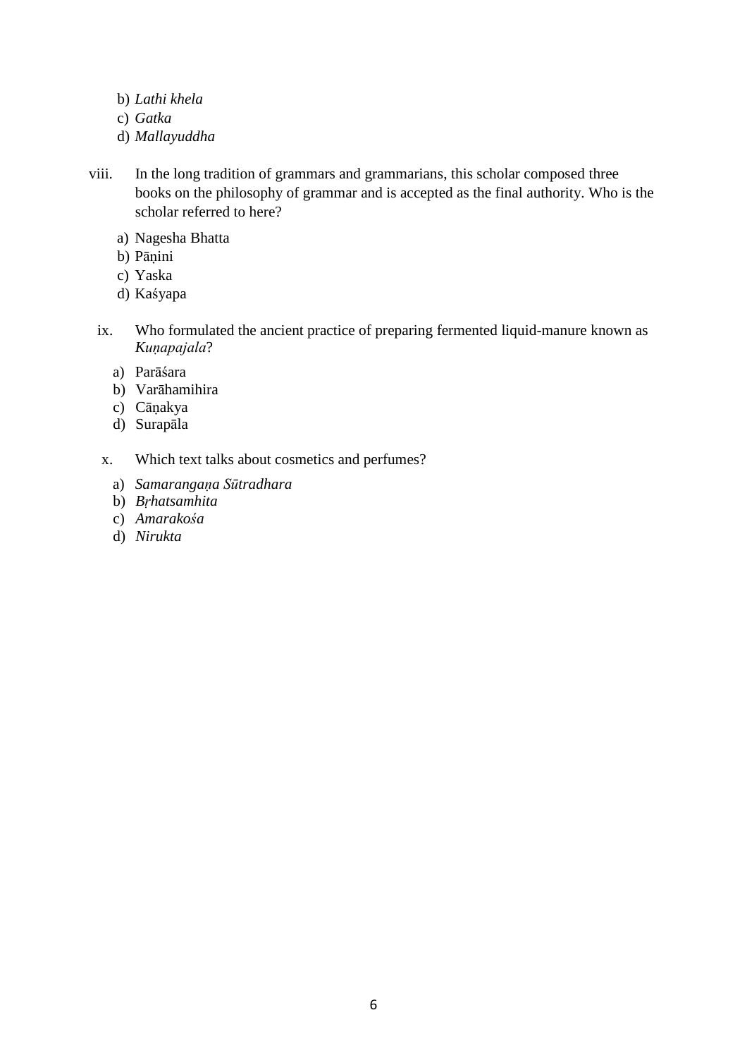b) *Lathi khela*
c) *Gatka*
d) *Mallayuddha*

viii. In the long tradition of grammars and grammarians, this scholar composed three books on the philosophy of grammar and is accepted as the final authority. Who is the scholar referred to here?

a) Nagesha Bhatta
b) Pāṇini
c) Yaska
d) Kaśyapa

ix. Who formulated the ancient practice of preparing fermented liquid-manure known as *Kuṇapajala*?

a) Parāśara
b) Varāhamihira
c) Cāṇakya
d) Surapāla

x. Which text talks about cosmetics and perfumes?

a) *Samaranganṇa Sūtradhara*
b) *Bṛhatsamhita*
c) *Amarakośa*
d) *Nirukta*